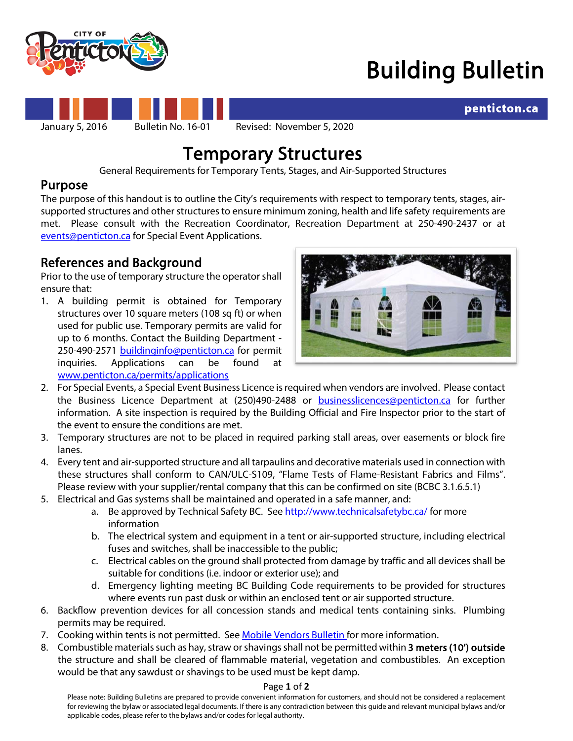# Building Bulletin

January 5, 2016 Bulletin No. 16-01 Revised: November 5, 2020

# Temporary Structures

General Requirements for Temporary Tents, Stages, and Air-Supported Structures

## Purpose

The purpose of this handout is to outline the City's requirements with respect to temporary tents, stages, air-supported structures and other structures to ensure minimum zoning, health and life safety requirements are met. Please consult with the Recreation Coordinator, Recreation Department at 250-490-2437 or at events@penticton.ca for Special Event Applications.

## References and Background

Prior to the use of temporary structure the operator shall ensure that:

1. A building permit is obtained for Temporary structures over 10 square meters (108 sq ft) or when used for public use. Temporary permits are valid for up to 6 months. Contact the Building Department - 250-490-2571 buildinginfo@penticton.ca for permit inquiries. Applications can be found at www.penticton.ca/permits/applications
2. For Special Events, a Special Event Business Licence is required when vendors are involved. Please contact the Business Licence Department at (250)490-2488 or businesslicences@penticton.ca for further information. A site inspection is required by the Building Official and Fire Inspector prior to the start of the event to ensure the conditions are met.
3. Temporary structures are not to be placed in required parking stall areas, over easements or block fire lanes.
4. Every tent and air-supported structure and all tarpaulins and decorative materials used in connection with these structures shall conform to CAN/ULC-S109, "Flame Tests of Flame-Resistant Fabrics and Films". Please review with your supplier/rental company that this can be confirmed on site (BCBC 3.1.6.5.1)
5. Electrical and Gas systems shall be maintained and operated in a safe manner, and:
   a. Be approved by Technical Safety BC. See http://www.technicalsafetybc.ca/ for more information
   b. The electrical system and equipment in a tent or air-supported structure, including electrical fuses and switches, shall be inaccessible to the public;
   c. Electrical cables on the ground shall protected from damage by traffic and all devices shall be suitable for conditions (i.e. indoor or exterior use); and
   d. Emergency lighting meeting BC Building Code requirements to be provided for structures where events run past dusk or within an enclosed tent or air supported structure.
6. Backflow prevention devices for all concession stands and medical tents containing sinks. Plumbing permits may be required.
7. Cooking within tents is not permitted. See Mobile Vendors Bulletin for more information.
8. Combustible materials such as hay, straw or shavings shall not be permitted within **3 meters (10') outside** the structure and shall be cleared of flammable material, vegetation and combustibles. An exception would be that any sawdust or shavings to be used must be kept damp.

Please note: Building Bulletins are prepared to provide convenient information for customers, and should not be considered a replacement for reviewing the bylaw or associated legal documents. If there is any contradiction between this guide and relevant municipal bylaws and/or applicable codes, please refer to the bylaws and/or codes for legal authority.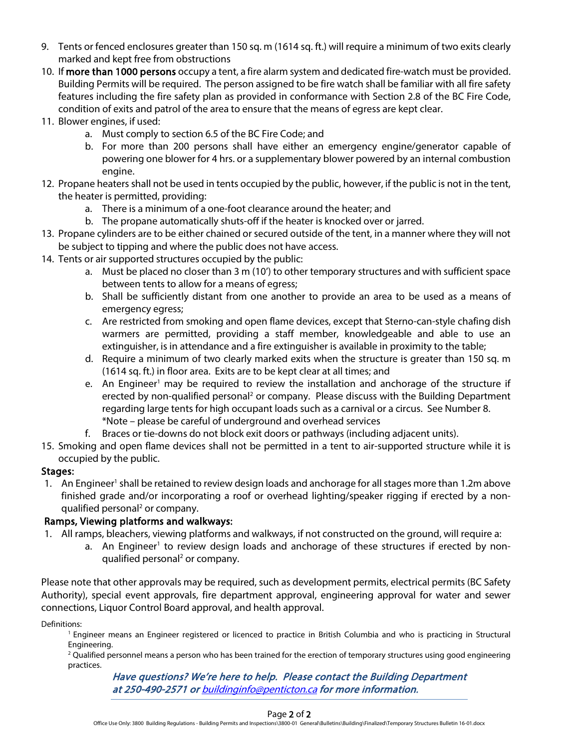9. Tents or fenced enclosures greater than 150 sq. m (1614 sq. ft.) will require a minimum of two exits clearly marked and kept free from obstructions
10. If **more than 1000 persons** occupy a tent, a fire alarm system and dedicated fire-watch must be provided. Building Permits will be required. The person assigned to be fire watch shall be familiar with all fire safety features including the fire safety plan as provided in conformance with Section 2.8 of the BC Fire Code, condition of exits and patrol of the area to ensure that the means of egress are kept clear.
11. Blower engines, if used:
    a. Must comply to section 6.5 of the BC Fire Code; and
    b. For more than 200 persons shall have either an emergency engine/generator capable of powering one blower for 4 hrs. or a supplementary blower powered by an internal combustion engine.
12. Propane heaters shall not be used in tents occupied by the public, however, if the public is not in the tent, the heater is permitted, providing:
    a. There is a minimum of a one-foot clearance around the heater; and
    b. The propane automatically shuts-off if the heater is knocked over or jarred.
13. Propane cylinders are to be either chained or secured outside of the tent, in a manner where they will not be subject to tipping and where the public does not have access.
14. Tents or air supported structures occupied by the public:
    a. Must be placed no closer than 3 m (10') to other temporary structures and with sufficient space between tents to allow for a means of egress;
    b. Shall be sufficiently distant from one another to provide an area to be used as a means of emergency egress;
    c. Are restricted from smoking and open flame devices, except that Sterno-can-style chafing dish warmers are permitted, providing a staff member, knowledgeable and able to use an extinguisher, is in attendance and a fire extinguisher is available in proximity to the table;
    d. Require a minimum of two clearly marked exits when the structure is greater than 150 sq. m (1614 sq. ft.) in floor area. Exits are to be kept clear at all times; and
    e. An Engineer[1] may be required to review the installation and anchorage of the structure if erected by non-qualified personal[2] or company. Please discuss with the Building Department regarding large tents for high occupant loads such as a carnival or a circus. See Number 8.
       *Note – please be careful of underground and overhead services
    f. Braces or tie-downs do not block exit doors or pathways (including adjacent units).
15. Smoking and open flame devices shall not be permitted in a tent to air-supported structure while it is occupied by the public.

### Stages:

1. An Engineer[1] shall be retained to review design loads and anchorage for all stages more than 1.2m above finished grade and/or incorporating a roof or overhead lighting/speaker rigging if erected by a non-qualified personal[2] or company.

### Ramps, Viewing platforms and walkways:

1. All ramps, bleachers, viewing platforms and walkways, if not constructed on the ground, will require a:
    a. An Engineer[1] to review design loads and anchorage of these structures if erected by non-qualified personal[2] or company.

Please note that other approvals may be required, such as development permits, electrical permits (BC Safety Authority), special event approvals, fire department approval, engineering approval for water and sewer connections, Liquor Control Board approval, and health approval.

Definitions:

[1] Engineer means an Engineer registered or licenced to practice in British Columbia and who is practicing in Structural Engineering.

[2] Qualified personnel means a person who has been trained for the erection of temporary structures using good engineering practices.

***Have questions? We're here to help. Please contact the Building Department at 250-490-2571 or [buildinginfo@penticton.ca](mailto:buildinginfo@penticton.ca) for more information.***

Office Use Only: 3800 Building Regulations - Building Permits and Inspections\3800-01 General\Bulletins\Building\Finalized\Temporary Structures Bulletin 16-01.docx